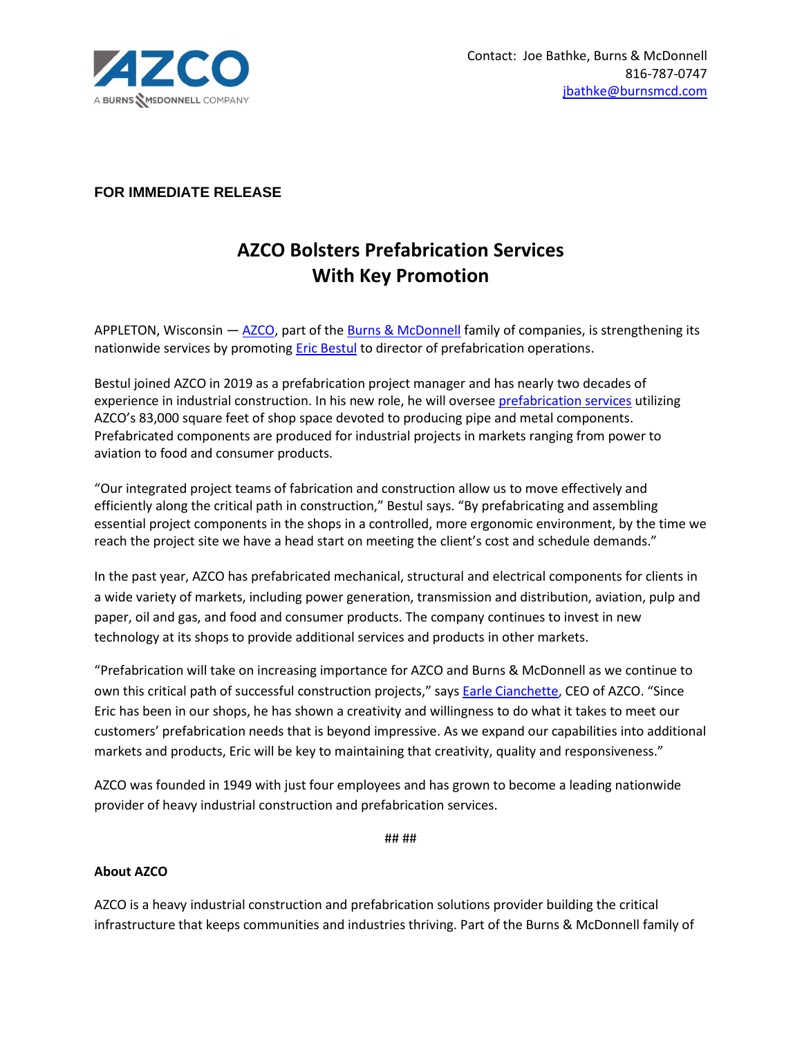Contact: Joe Bathke, Burns & McDonnell
816-787-0747
jbathke@burnsmcd.com

**FOR IMMEDIATE RELEASE**

# AZCO Bolsters Prefabrication Services With Key Promotion

APPLETON, Wisconsin — AZCO, part of the Burns & McDonnell family of companies, is strengthening its nationwide services by promoting Eric Bestul to director of prefabrication operations.

Bestul joined AZCO in 2019 as a prefabrication project manager and has nearly two decades of experience in industrial construction. In his new role, he will oversee prefabrication services utilizing AZCO's 83,000 square feet of shop space devoted to producing pipe and metal components. Prefabricated components are produced for industrial projects in markets ranging from power to aviation to food and consumer products.

"Our integrated project teams of fabrication and construction allow us to move effectively and efficiently along the critical path in construction," Bestul says. "By prefabricating and assembling essential project components in the shops in a controlled, more ergonomic environment, by the time we reach the project site we have a head start on meeting the client's cost and schedule demands."

In the past year, AZCO has prefabricated mechanical, structural and electrical components for clients in a wide variety of markets, including power generation, transmission and distribution, aviation, pulp and paper, oil and gas, and food and consumer products. The company continues to invest in new technology at its shops to provide additional services and products in other markets.

"Prefabrication will take on increasing importance for AZCO and Burns & McDonnell as we continue to own this critical path of successful construction projects," says Earle Cianchette, CEO of AZCO. "Since Eric has been in our shops, he has shown a creativity and willingness to do what it takes to meet our customers' prefabrication needs that is beyond impressive. As we expand our capabilities into additional markets and products, Eric will be key to maintaining that creativity, quality and responsiveness."

AZCO was founded in 1949 with just four employees and has grown to become a leading nationwide provider of heavy industrial construction and prefabrication services.

## ##

**About AZCO**

AZCO is a heavy industrial construction and prefabrication solutions provider building the critical infrastructure that keeps communities and industries thriving. Part of the Burns & McDonnell family of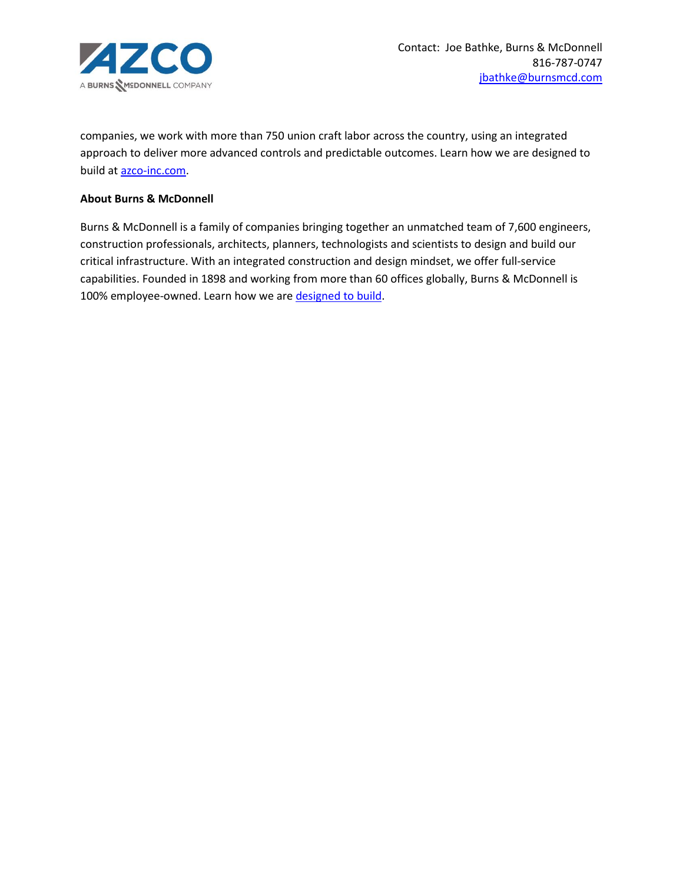companies, we work with more than 750 union craft labor across the country, using an integrated approach to deliver more advanced controls and predictable outcomes. Learn how we are designed to build at [azco-inc.com](azco-inc.com).

**About Burns & McDonnell**

Burns & McDonnell is a family of companies bringing together an unmatched team of 7,600 engineers, construction professionals, architects, planners, technologists and scientists to design and build our critical infrastructure. With an integrated construction and design mindset, we offer full-service capabilities. Founded in 1898 and working from more than 60 offices globally, Burns & McDonnell is 100% employee-owned. Learn how we are designed to build.